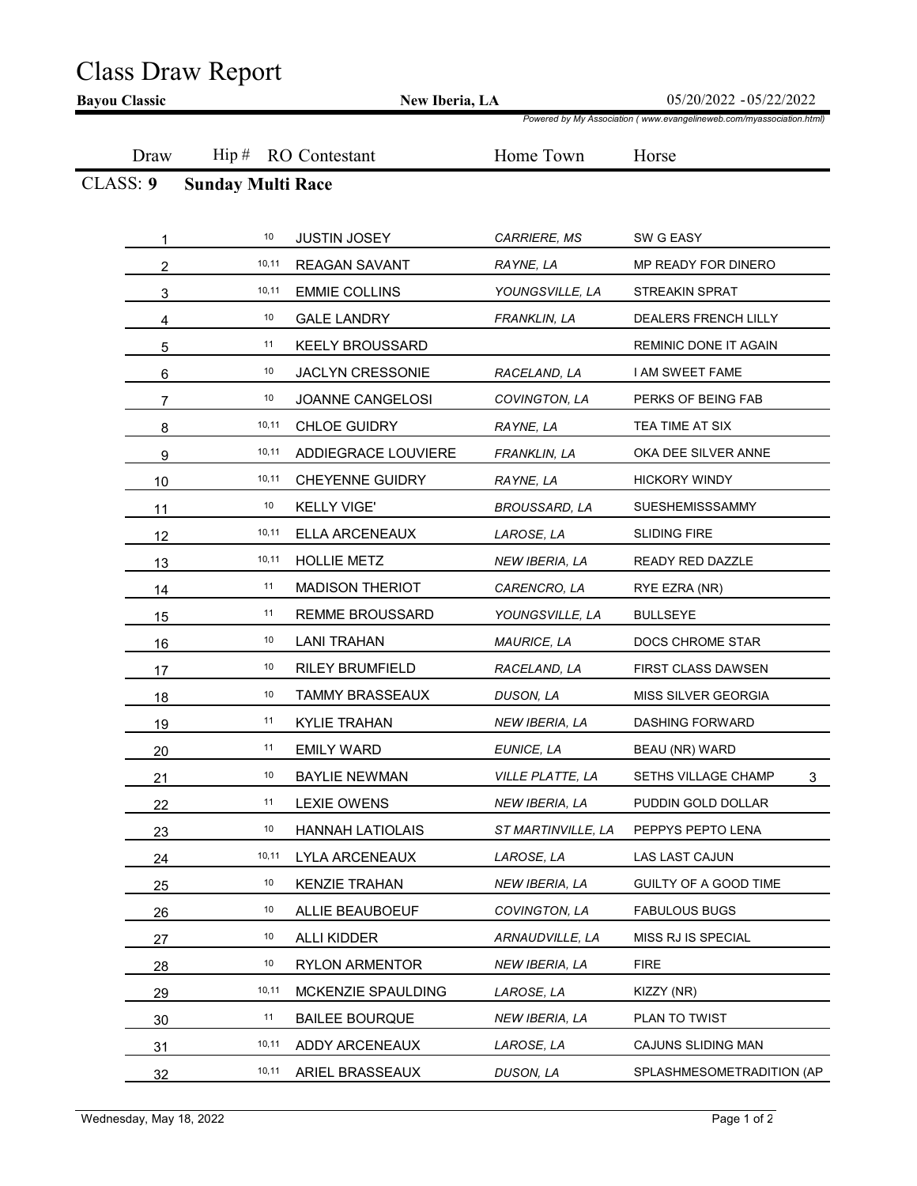# Class Draw Report

**Bayou Classic** | **New Iberia, LA** | 05/20/2022 - 05/22/2022

*Powered by My Association ( www.evangelineweb.com/myassociation.html)*

## CLASS: 9 Sunday Multi Race

| Draw | Hip # | RO | Contestant | Home Town | Horse | |
|---|---|---|---|---|---|---|
| 1 | | 10 | JUSTIN JOSEY | CARRIERE, MS | SW G EASY | |
| 2 | | 10,11 | REAGAN SAVANT | RAYNE, LA | MP READY FOR DINERO | |
| 3 | | 10,11 | EMMIE COLLINS | YOUNGSVILLE, LA | STREAKIN SPRAT | |
| 4 | | 10 | GALE LANDRY | FRANKLIN, LA | DEALERS FRENCH LILLY | |
| 5 | | 11 | KEELY BROUSSARD | | REMINIC DONE IT AGAIN | |
| 6 | | 10 | JACLYN CRESSONIE | RACELAND, LA | I AM SWEET FAME | |
| 7 | | 10 | JOANNE CANGELOSI | COVINGTON, LA | PERKS OF BEING FAB | |
| 8 | | 10,11 | CHLOE GUIDRY | RAYNE, LA | TEA TIME AT SIX | |
| 9 | | 10,11 | ADDIEGRACE LOUVIERE | FRANKLIN, LA | OKA DEE SILVER ANNE | |
| 10 | | 10,11 | CHEYENNE GUIDRY | RAYNE, LA | HICKORY WINDY | |
| 11 | | 10 | KELLY VIGE' | BROUSSARD, LA | SUESHEMISSSAMMY | |
| 12 | | 10,11 | ELLA ARCENEAUX | LAROSE, LA | SLIDING FIRE | |
| 13 | | 10,11 | HOLLIE METZ | NEW IBERIA, LA | READY RED DAZZLE | |
| 14 | | 11 | MADISON THERIOT | CARENCRO, LA | RYE EZRA (NR) | |
| 15 | | 11 | REMME BROUSSARD | YOUNGSVILLE, LA | BULLSEYE | |
| 16 | | 10 | LANI TRAHAN | MAURICE, LA | DOCS CHROME STAR | |
| 17 | | 10 | RILEY BRUMFIELD | RACELAND, LA | FIRST CLASS DAWSEN | |
| 18 | | 10 | TAMMY BRASSEAUX | DUSON, LA | MISS SILVER GEORGIA | |
| 19 | | 11 | KYLIE TRAHAN | NEW IBERIA, LA | DASHING FORWARD | |
| 20 | | 11 | EMILY WARD | EUNICE, LA | BEAU (NR) WARD | |
| 21 | | 10 | BAYLIE NEWMAN | VILLE PLATTE, LA | SETHS VILLAGE CHAMP | 3 |
| 22 | | 11 | LEXIE OWENS | NEW IBERIA, LA | PUDDIN GOLD DOLLAR | |
| 23 | | 10 | HANNAH LATIOLAIS | ST MARTINVILLE, LA | PEPPYS PEPTO LENA | |
| 24 | | 10,11 | LYLA ARCENEAUX | LAROSE, LA | LAS LAST CAJUN | |
| 25 | | 10 | KENZIE TRAHAN | NEW IBERIA, LA | GUILTY OF A GOOD TIME | |
| 26 | | 10 | ALLIE BEAUBOEUF | COVINGTON, LA | FABULOUS BUGS | |
| 27 | | 10 | ALLI KIDDER | ARNAUDVILLE, LA | MISS RJ IS SPECIAL | |
| 28 | | 10 | RYLON ARMENTOR | NEW IBERIA, LA | FIRE | |
| 29 | | 10,11 | MCKENZIE SPAULDING | LAROSE, LA | KIZZY (NR) | |
| 30 | | 11 | BAILEE BOURQUE | NEW IBERIA, LA | PLAN TO TWIST | |
| 31 | | 10,11 | ADDY ARCENEAUX | LAROSE, LA | CAJUNS SLIDING MAN | |
| 32 | | 10,11 | ARIEL BRASSEAUX | DUSON, LA | SPLASHMESOMETRADITION (AP | |

Wednesday, May 18, 2022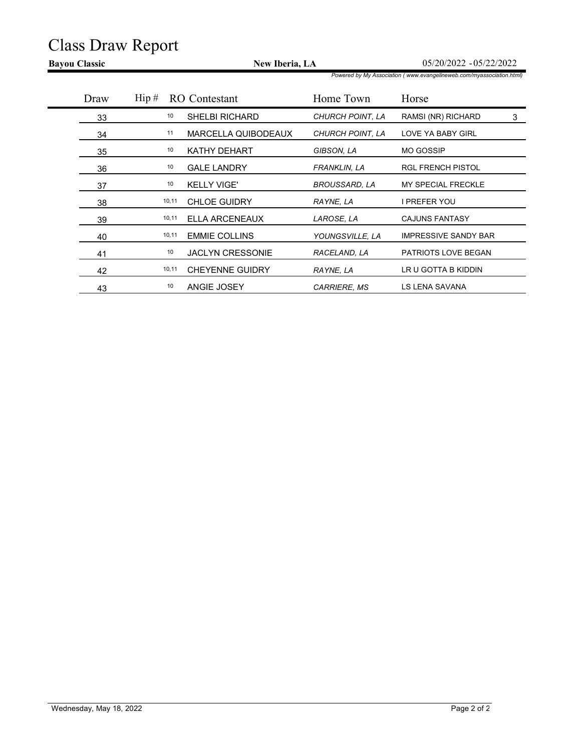# Class Draw Report

**Bayou Classic** **New Iberia, LA** 05/20/2022 - 05/22/2022

*Powered by My Association ( www.evangelineweb.com/myassociation.html)*

| Draw | Hip # | RO | Contestant | Home Town | Horse | |
|---|---|---|---|---|---|---|
| 33 | | 10 | SHELBI RICHARD | *CHURCH POINT, LA* | RAMSI (NR) RICHARD | 3 |
| 34 | | 11 | MARCELLA QUIBODEAUX | *CHURCH POINT, LA* | LOVE YA BABY GIRL | |
| 35 | | 10 | KATHY DEHART | *GIBSON, LA* | MO GOSSIP | |
| 36 | | 10 | GALE LANDRY | *FRANKLIN, LA* | RGL FRENCH PISTOL | |
| 37 | | 10 | KELLY VIGE' | *BROUSSARD, LA* | MY SPECIAL FRECKLE | |
| 38 | | 10,11 | CHLOE GUIDRY | *RAYNE, LA* | I PREFER YOU | |
| 39 | | 10,11 | ELLA ARCENEAUX | *LAROSE, LA* | CAJUNS FANTASY | |
| 40 | | 10,11 | EMMIE COLLINS | *YOUNGSVILLE, LA* | IMPRESSIVE SANDY BAR | |
| 41 | | 10 | JACLYN CRESSONIE | *RACELAND, LA* | PATRIOTS LOVE BEGAN | |
| 42 | | 10,11 | CHEYENNE GUIDRY | *RAYNE, LA* | LR U GOTTA B KIDDIN | |
| 43 | | 10 | ANGIE JOSEY | *CARRIERE, MS* | LS LENA SAVANA | |

Wednesday, May 18, 2022